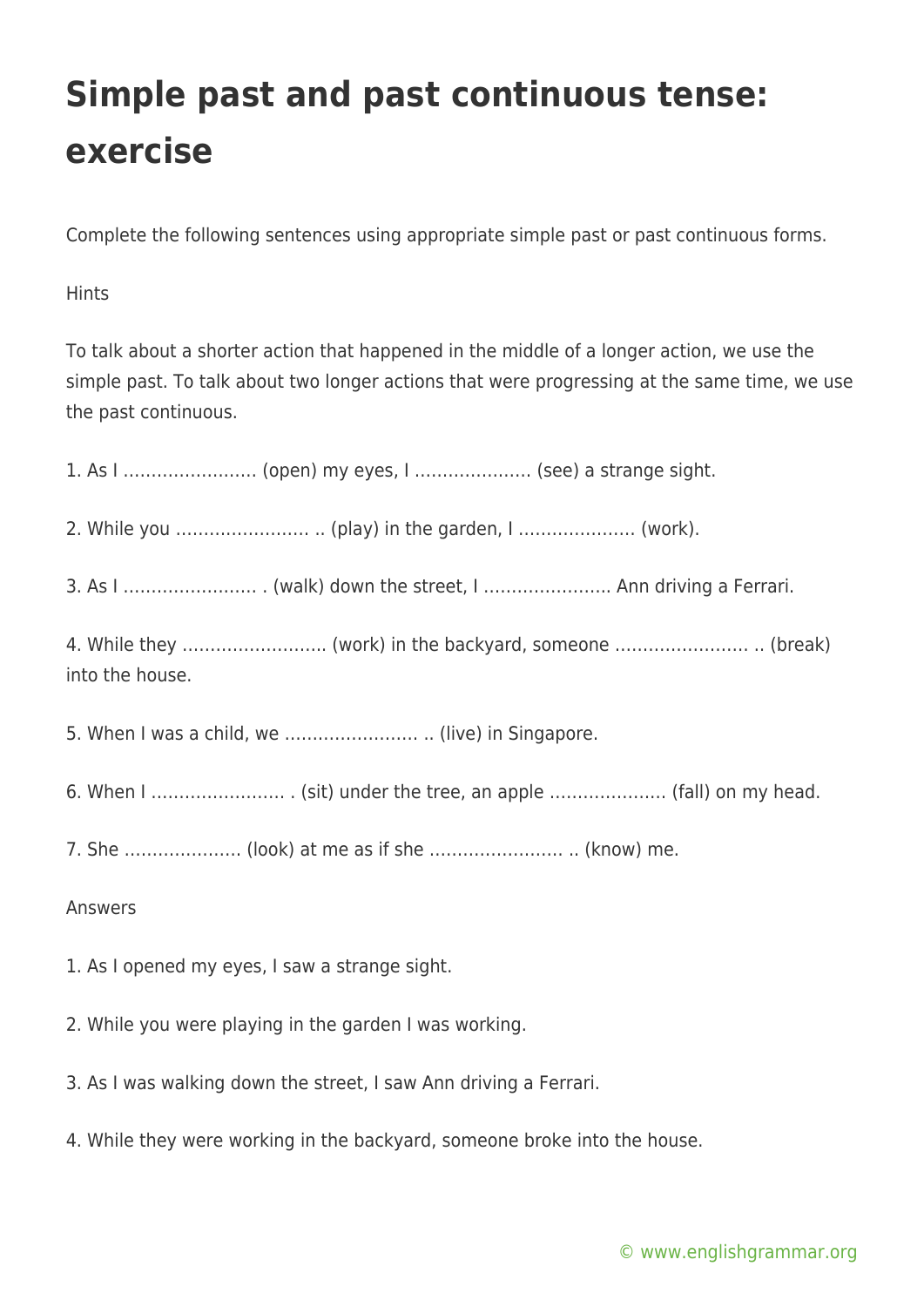# Simple past and past continuous tense: exercise

Complete the following sentences using appropriate simple past or past continuous forms.

Hints

To talk about a shorter action that happened in the middle of a longer action, we use the simple past. To talk about two longer actions that were progressing at the same time, we use the past continuous.

1. As I …………………… (open) my eyes, I ………………… (see) a strange sight.

2. While you …………………… .. (play) in the garden, I ………………… (work).

3. As I …………………… . (walk) down the street, I ………………….. Ann driving a Ferrari.

4. While they …………………….. (work) in the backyard, someone …………………… .. (break) into the house.

5. When I was a child, we …………………… .. (live) in Singapore.

6. When I …………………… . (sit) under the tree, an apple ………………… (fall) on my head.

7. She ………………… (look) at me as if she …………………… .. (know) me.

Answers

1. As I opened my eyes, I saw a strange sight.

2. While you were playing in the garden I was working.

3. As I was walking down the street, I saw Ann driving a Ferrari.

4. While they were working in the backyard, someone broke into the house.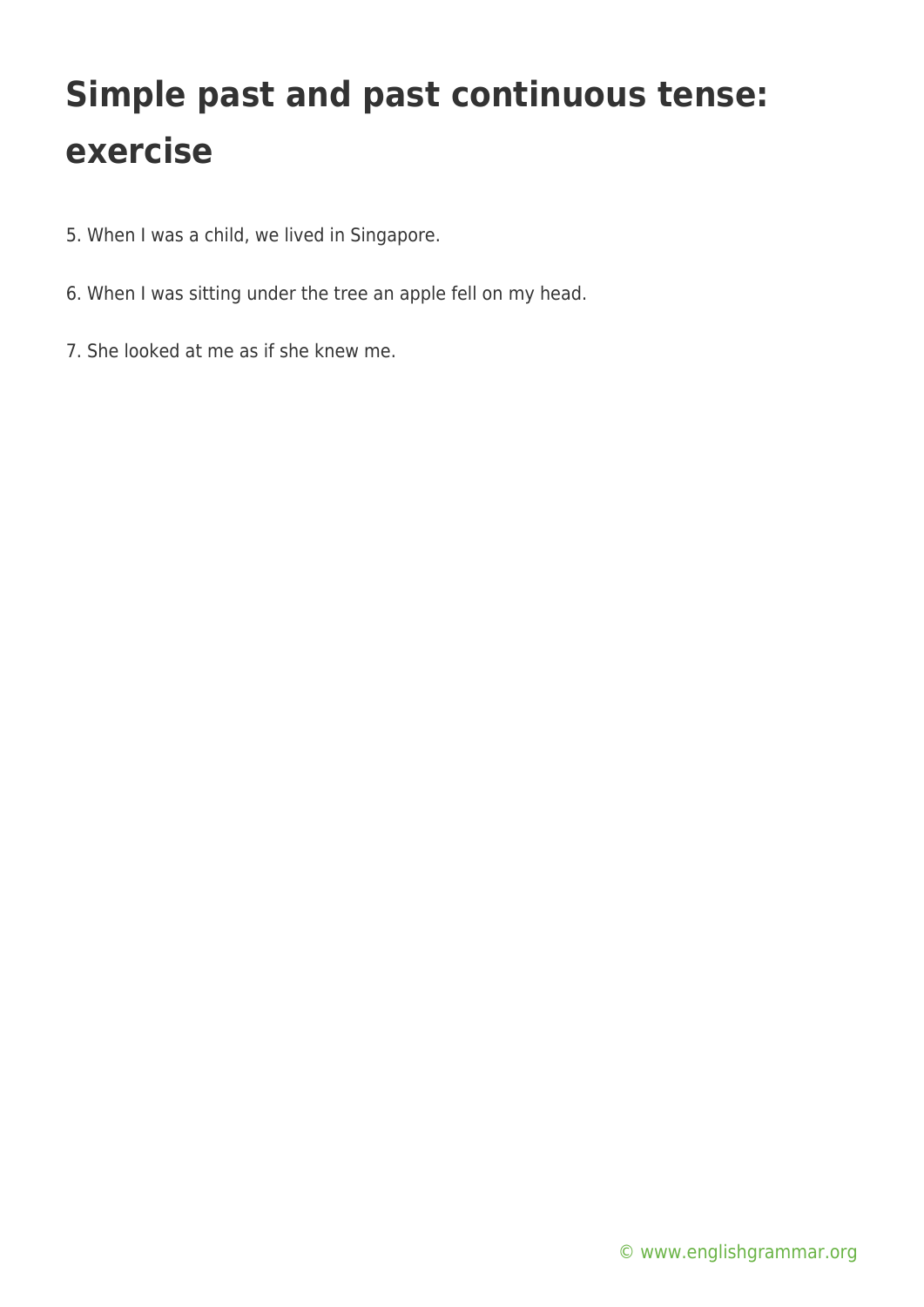# Simple past and past continuous tense: exercise

5. When I was a child, we lived in Singapore.

6. When I was sitting under the tree an apple fell on my head.

7. She looked at me as if she knew me.